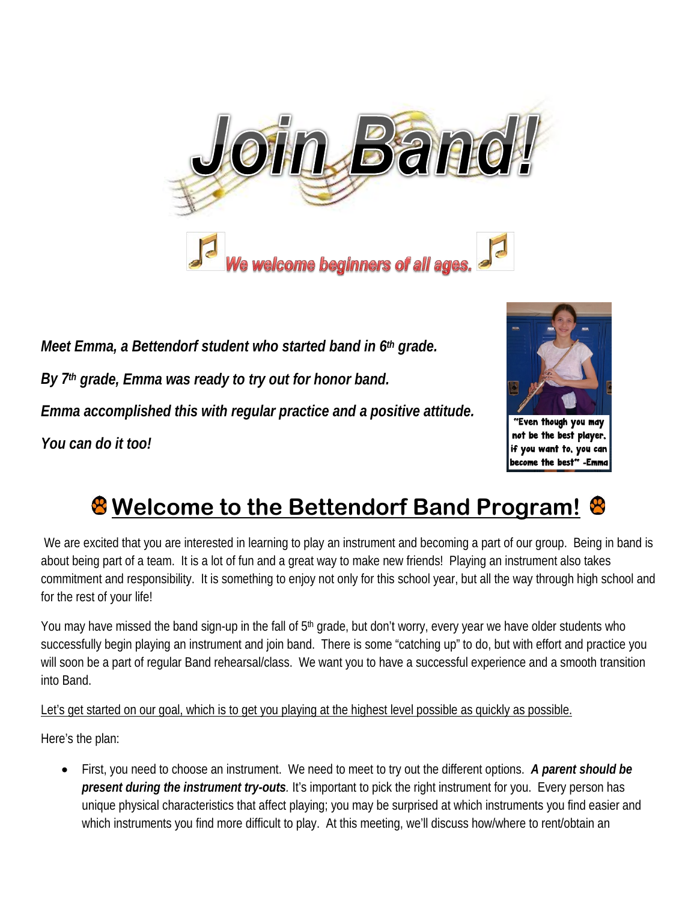# Join Band!

*We welcome beginners of all ages.*

***Meet Emma, a Bettendorf student who started band in 6th grade.***

***By 7th grade, Emma was ready to try out for honor band.***

***Emma accomplished this with regular practice and a positive attitude.***

***You can do it too!***

"Even though you may not be the best player, if you want to, you can become the best" -Emma

## Welcome to the Bettendorf Band Program!

We are excited that you are interested in learning to play an instrument and becoming a part of our group. Being in band is about being part of a team. It is a lot of fun and a great way to make new friends! Playing an instrument also takes commitment and responsibility. It is something to enjoy not only for this school year, but all the way through high school and for the rest of your life!

You may have missed the band sign-up in the fall of 5th grade, but don't worry, every year we have older students who successfully begin playing an instrument and join band. There is some "catching up" to do, but with effort and practice you will soon be a part of regular Band rehearsal/class. We want you to have a successful experience and a smooth transition into Band.

<u>Let's get started on our goal, which is to get you playing at the highest level possible as quickly as possible.</u>

Here's the plan:

- First, you need to choose an instrument. We need to meet to try out the different options. ***A parent should be present during the instrument try-outs***. It's important to pick the right instrument for you. Every person has unique physical characteristics that affect playing; you may be surprised at which instruments you find easier and which instruments you find more difficult to play. At this meeting, we'll discuss how/where to rent/obtain an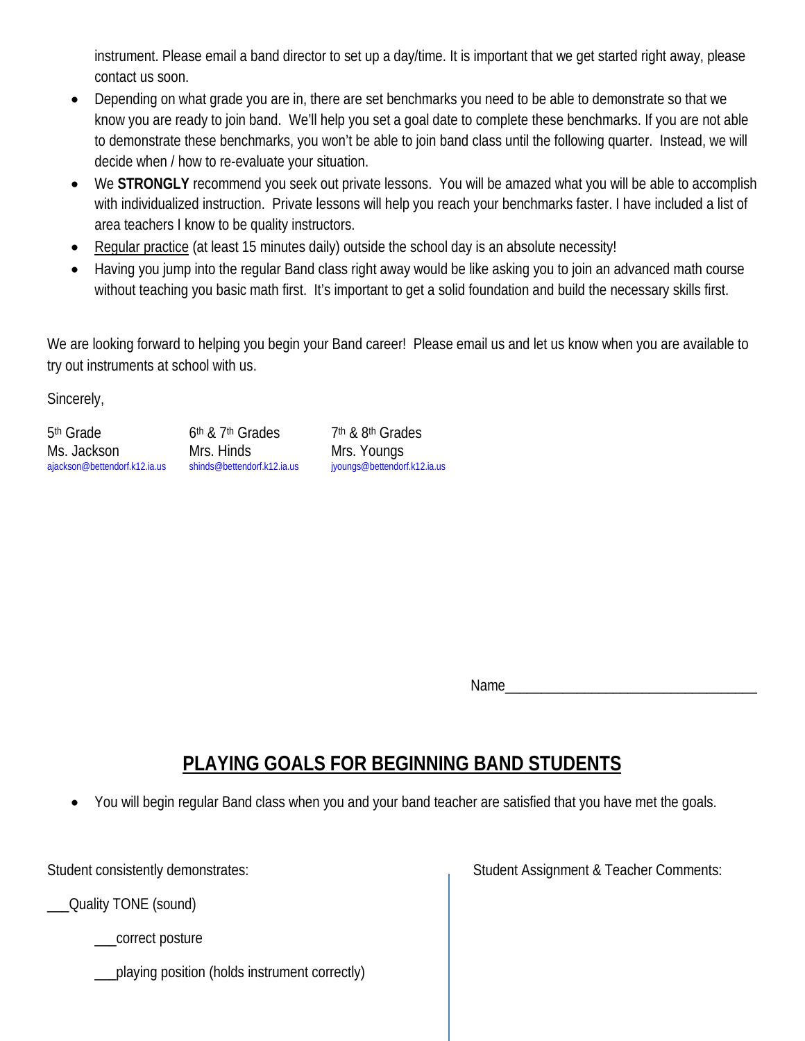instrument. Please email a band director to set up a day/time. It is important that we get started right away, please contact us soon.

- Depending on what grade you are in, there are set benchmarks you need to be able to demonstrate so that we know you are ready to join band. We'll help you set a goal date to complete these benchmarks. If you are not able to demonstrate these benchmarks, you won't be able to join band class until the following quarter. Instead, we will decide when / how to re-evaluate your situation.
- We **STRONGLY** recommend you seek out private lessons. You will be amazed what you will be able to accomplish with individualized instruction. Private lessons will help you reach your benchmarks faster. I have included a list of area teachers I know to be quality instructors.
- Regular practice (at least 15 minutes daily) outside the school day is an absolute necessity!
- Having you jump into the regular Band class right away would be like asking you to join an advanced math course without teaching you basic math first. It's important to get a solid foundation and build the necessary skills first.

We are looking forward to helping you begin your Band career! Please email us and let us know when you are available to try out instruments at school with us.

Sincerely,

| 5th Grade | 6th & 7th Grades | 7th & 8th Grades |
|---|---|---|
| Ms. Jackson | Mrs. Hinds | Mrs. Youngs |
| ajackson@bettendorf.k12.ia.us | shinds@bettendorf.k12.ia.us | jyoungs@bettendorf.k12.ia.us |

Name___________________________________

## PLAYING GOALS FOR BEGINNING BAND STUDENTS

- You will begin regular Band class when you and your band teacher are satisfied that you have met the goals.

Student consistently demonstrates:

___Quality TONE (sound)

___correct posture

___playing position (holds instrument correctly)

Student Assignment & Teacher Comments: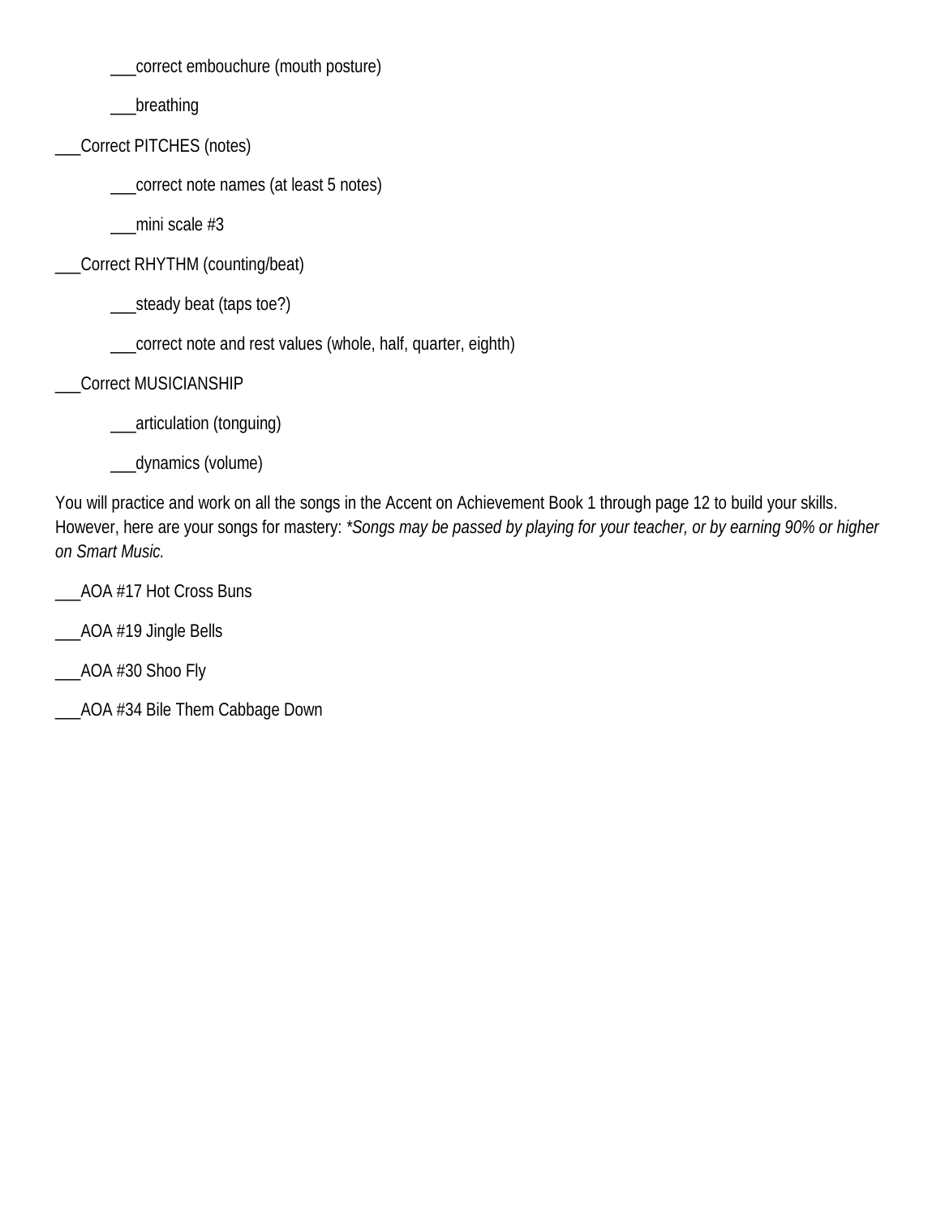___correct embouchure (mouth posture)

___breathing

___Correct PITCHES (notes)

___correct note names (at least 5 notes)

___mini scale #3

___Correct RHYTHM (counting/beat)

___steady beat (taps toe?)

___correct note and rest values (whole, half, quarter, eighth)

___Correct MUSICIANSHIP

___articulation (tonguing)

___dynamics (volume)

You will practice and work on all the songs in the Accent on Achievement Book 1 through page 12 to build your skills. However, here are your songs for mastery: **Songs may be passed by playing for your teacher, or by earning 90% or higher on Smart Music.*

___AOA #17 Hot Cross Buns

___AOA #19 Jingle Bells

___AOA #30 Shoo Fly

___AOA #34 Bile Them Cabbage Down